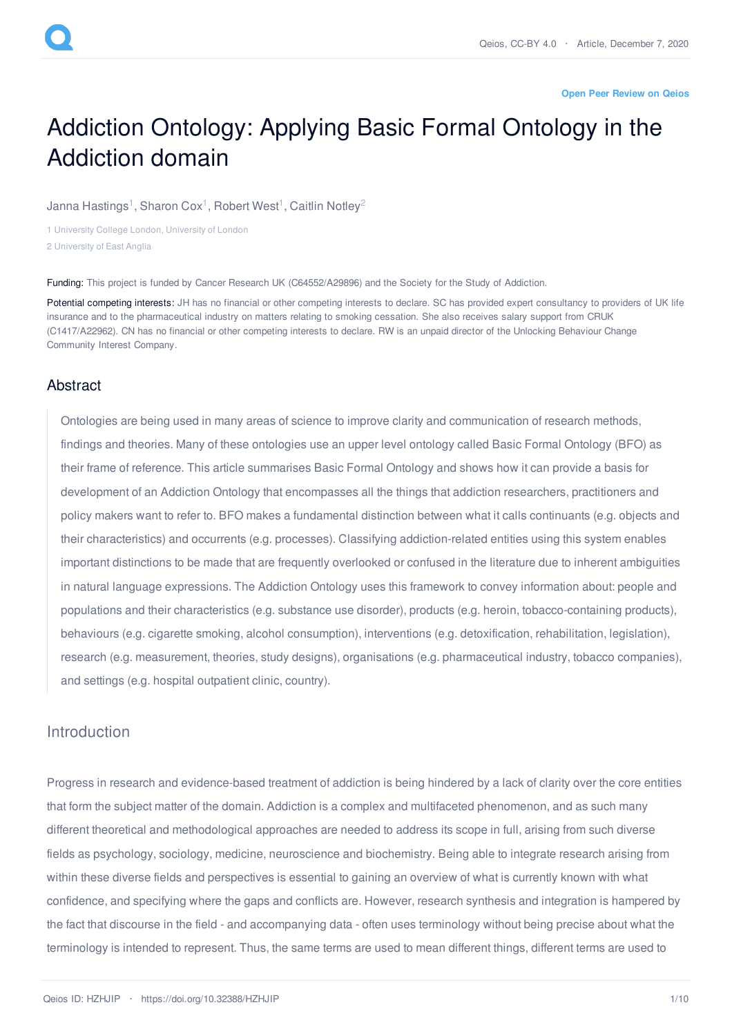Open Peer Review on Qeios

# Addiction Ontology: Applying Basic Formal Ontology in the Addiction domain

Janna Hastings[1], Sharon Cox[1], Robert West[1], Caitlin Notley[2]

1 University College London, University of London

2 University of East Anglia

**Funding:** This project is funded by Cancer Research UK (C64552/A29896) and the Society for the Study of Addiction.

**Potential competing interests:** JH has no financial or other competing interests to declare. SC has provided expert consultancy to providers of UK life insurance and to the pharmaceutical industry on matters relating to smoking cessation. She also receives salary support from CRUK (C1417/A22962). CN has no financial or other competing interests to declare. RW is an unpaid director of the Unlocking Behaviour Change Community Interest Company.

## Abstract

Ontologies are being used in many areas of science to improve clarity and communication of research methods, findings and theories. Many of these ontologies use an upper level ontology called Basic Formal Ontology (BFO) as their frame of reference. This article summarises Basic Formal Ontology and shows how it can provide a basis for development of an Addiction Ontology that encompasses all the things that addiction researchers, practitioners and policy makers want to refer to. BFO makes a fundamental distinction between what it calls continuants (e.g. objects and their characteristics) and occurrents (e.g. processes). Classifying addiction-related entities using this system enables important distinctions to be made that are frequently overlooked or confused in the literature due to inherent ambiguities in natural language expressions. The Addiction Ontology uses this framework to convey information about: people and populations and their characteristics (e.g. substance use disorder), products (e.g. heroin, tobacco-containing products), behaviours (e.g. cigarette smoking, alcohol consumption), interventions (e.g. detoxification, rehabilitation, legislation), research (e.g. measurement, theories, study designs), organisations (e.g. pharmaceutical industry, tobacco companies), and settings (e.g. hospital outpatient clinic, country).

## Introduction

Progress in research and evidence-based treatment of addiction is being hindered by a lack of clarity over the core entities that form the subject matter of the domain. Addiction is a complex and multifaceted phenomenon, and as such many different theoretical and methodological approaches are needed to address its scope in full, arising from such diverse fields as psychology, sociology, medicine, neuroscience and biochemistry. Being able to integrate research arising from within these diverse fields and perspectives is essential to gaining an overview of what is currently known with what confidence, and specifying where the gaps and conflicts are. However, research synthesis and integration is hampered by the fact that discourse in the field - and accompanying data - often uses terminology without being precise about what the terminology is intended to represent. Thus, the same terms are used to mean different things, different terms are used to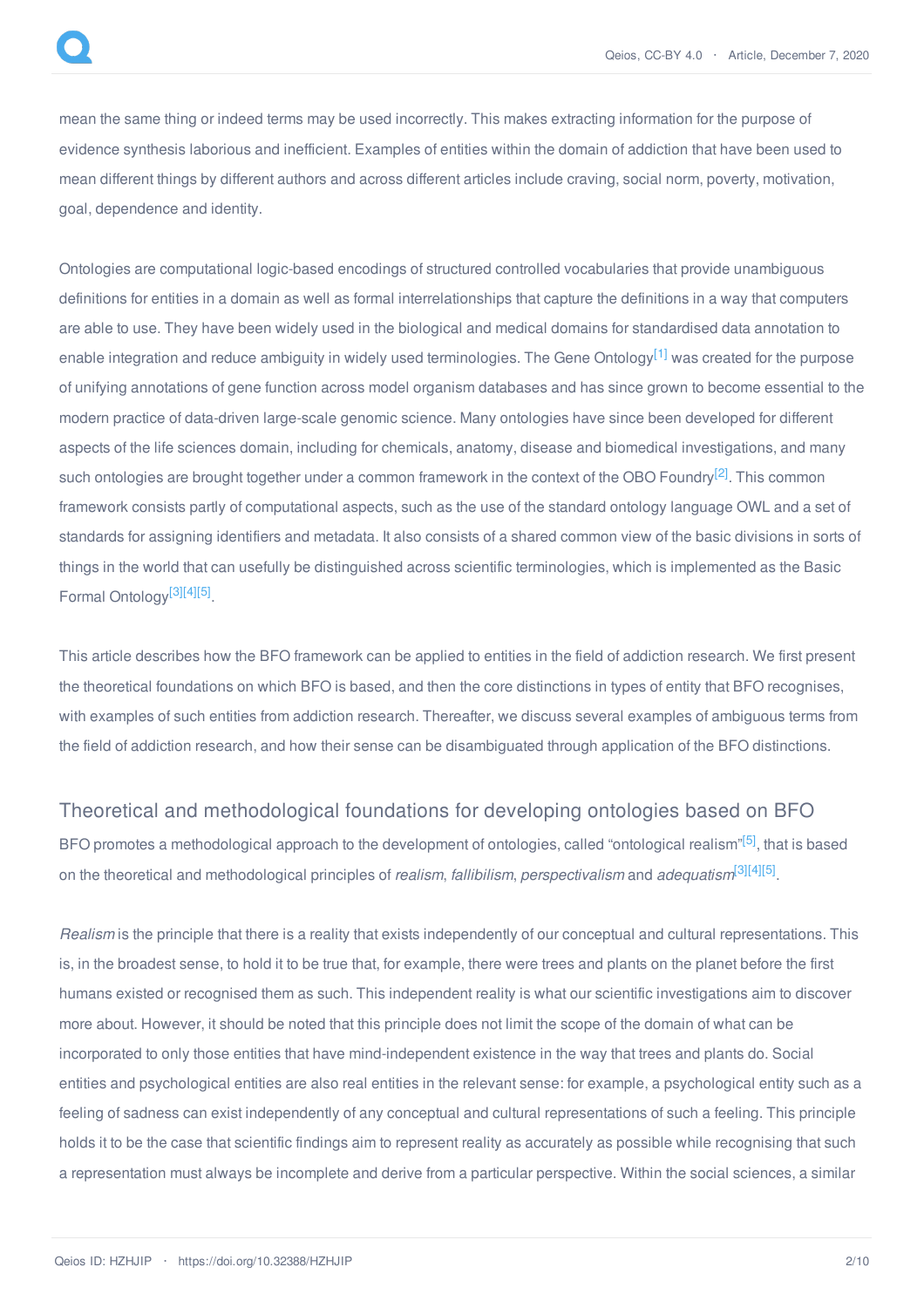mean the same thing or indeed terms may be used incorrectly. This makes extracting information for the purpose of evidence synthesis laborious and inefficient. Examples of entities within the domain of addiction that have been used to mean different things by different authors and across different articles include craving, social norm, poverty, motivation, goal, dependence and identity.

Ontologies are computational logic-based encodings of structured controlled vocabularies that provide unambiguous definitions for entities in a domain as well as formal interrelationships that capture the definitions in a way that computers are able to use. They have been widely used in the biological and medical domains for standardised data annotation to enable integration and reduce ambiguity in widely used terminologies. The Gene Ontology[1] was created for the purpose of unifying annotations of gene function across model organism databases and has since grown to become essential to the modern practice of data-driven large-scale genomic science. Many ontologies have since been developed for different aspects of the life sciences domain, including for chemicals, anatomy, disease and biomedical investigations, and many such ontologies are brought together under a common framework in the context of the OBO Foundry[2]. This common framework consists partly of computational aspects, such as the use of the standard ontology language OWL and a set of standards for assigning identifiers and metadata. It also consists of a shared common view of the basic divisions in sorts of things in the world that can usefully be distinguished across scientific terminologies, which is implemented as the Basic Formal Ontology[3][4][5].

This article describes how the BFO framework can be applied to entities in the field of addiction research. We first present the theoretical foundations on which BFO is based, and then the core distinctions in types of entity that BFO recognises, with examples of such entities from addiction research. Thereafter, we discuss several examples of ambiguous terms from the field of addiction research, and how their sense can be disambiguated through application of the BFO distinctions.

## Theoretical and methodological foundations for developing ontologies based on BFO

BFO promotes a methodological approach to the development of ontologies, called "ontological realism"[5], that is based on the theoretical and methodological principles of *realism*, *fallibilism*, *perspectivalism* and *adequatism*[3][4][5].

*Realism* is the principle that there is a reality that exists independently of our conceptual and cultural representations. This is, in the broadest sense, to hold it to be true that, for example, there were trees and plants on the planet before the first humans existed or recognised them as such. This independent reality is what our scientific investigations aim to discover more about. However, it should be noted that this principle does not limit the scope of the domain of what can be incorporated to only those entities that have mind-independent existence in the way that trees and plants do. Social entities and psychological entities are also real entities in the relevant sense: for example, a psychological entity such as a feeling of sadness can exist independently of any conceptual and cultural representations of such a feeling. This principle holds it to be the case that scientific findings aim to represent reality as accurately as possible while recognising that such a representation must always be incomplete and derive from a particular perspective. Within the social sciences, a similar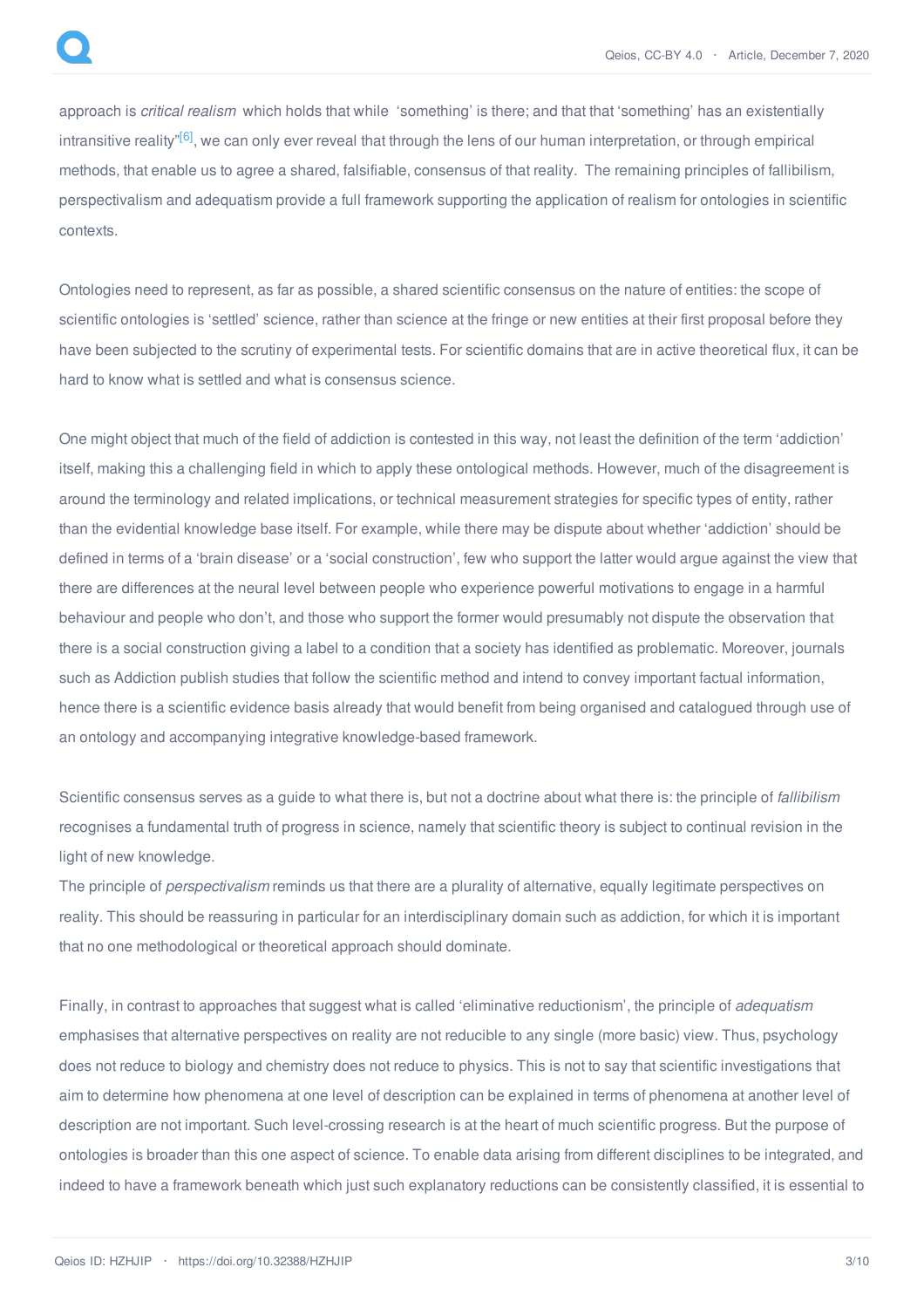approach is *critical realism* which holds that while 'something' is there; and that that 'something' has an existentially intransitive reality"[6], we can only ever reveal that through the lens of our human interpretation, or through empirical methods, that enable us to agree a shared, falsifiable, consensus of that reality. The remaining principles of fallibilism, perspectivalism and adequatism provide a full framework supporting the application of realism for ontologies in scientific contexts.

Ontologies need to represent, as far as possible, a shared scientific consensus on the nature of entities: the scope of scientific ontologies is 'settled' science, rather than science at the fringe or new entities at their first proposal before they have been subjected to the scrutiny of experimental tests. For scientific domains that are in active theoretical flux, it can be hard to know what is settled and what is consensus science.

One might object that much of the field of addiction is contested in this way, not least the definition of the term 'addiction' itself, making this a challenging field in which to apply these ontological methods. However, much of the disagreement is around the terminology and related implications, or technical measurement strategies for specific types of entity, rather than the evidential knowledge base itself. For example, while there may be dispute about whether 'addiction' should be defined in terms of a 'brain disease' or a 'social construction', few who support the latter would argue against the view that there are differences at the neural level between people who experience powerful motivations to engage in a harmful behaviour and people who don't, and those who support the former would presumably not dispute the observation that there is a social construction giving a label to a condition that a society has identified as problematic. Moreover, journals such as Addiction publish studies that follow the scientific method and intend to convey important factual information, hence there is a scientific evidence basis already that would benefit from being organised and catalogued through use of an ontology and accompanying integrative knowledge-based framework.

Scientific consensus serves as a guide to what there is, but not a doctrine about what there is: the principle of *fallibilism* recognises a fundamental truth of progress in science, namely that scientific theory is subject to continual revision in the light of new knowledge.
The principle of *perspectivalism* reminds us that there are a plurality of alternative, equally legitimate perspectives on reality. This should be reassuring in particular for an interdisciplinary domain such as addiction, for which it is important that no one methodological or theoretical approach should dominate.

Finally, in contrast to approaches that suggest what is called 'eliminative reductionism', the principle of *adequatism* emphasises that alternative perspectives on reality are not reducible to any single (more basic) view. Thus, psychology does not reduce to biology and chemistry does not reduce to physics. This is not to say that scientific investigations that aim to determine how phenomena at one level of description can be explained in terms of phenomena at another level of description are not important. Such level-crossing research is at the heart of much scientific progress. But the purpose of ontologies is broader than this one aspect of science. To enable data arising from different disciplines to be integrated, and indeed to have a framework beneath which just such explanatory reductions can be consistently classified, it is essential to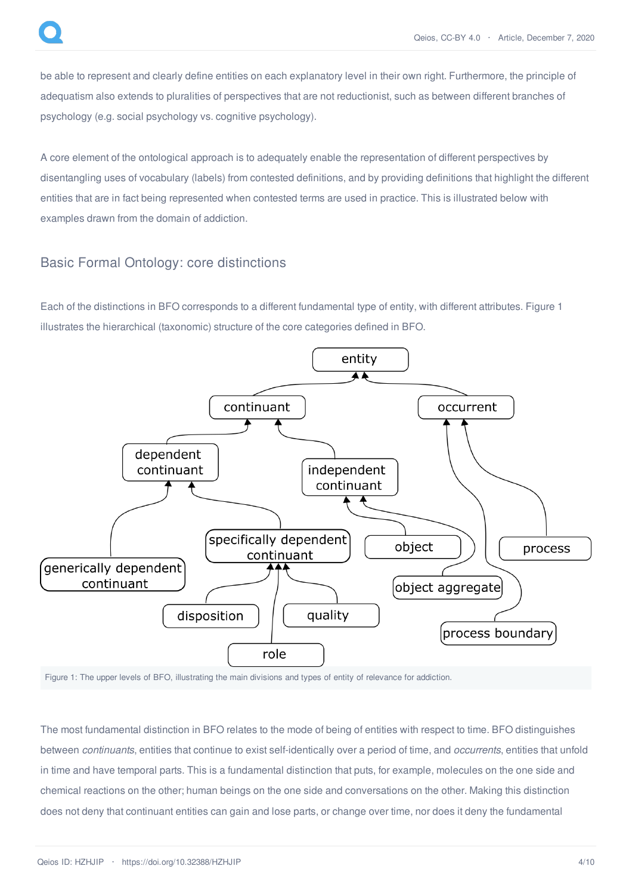be able to represent and clearly define entities on each explanatory level in their own right. Furthermore, the principle of adequatism also extends to pluralities of perspectives that are not reductionist, such as between different branches of psychology (e.g. social psychology vs. cognitive psychology).

A core element of the ontological approach is to adequately enable the representation of different perspectives by disentangling uses of vocabulary (labels) from contested definitions, and by providing definitions that highlight the different entities that are in fact being represented when contested terms are used in practice. This is illustrated below with examples drawn from the domain of addiction.

## Basic Formal Ontology: core distinctions

Each of the distinctions in BFO corresponds to a different fundamental type of entity, with different attributes. Figure 1 illustrates the hierarchical (taxonomic) structure of the core categories defined in BFO.

Figure 1: The upper levels of BFO, illustrating the main divisions and types of entity of relevance for addiction.

The most fundamental distinction in BFO relates to the mode of being of entities with respect to time. BFO distinguishes between *continuants*, entities that continue to exist self-identically over a period of time, and *occurrents*, entities that unfold in time and have temporal parts. This is a fundamental distinction that puts, for example, molecules on the one side and chemical reactions on the other; human beings on the one side and conversations on the other. Making this distinction does not deny that continuant entities can gain and lose parts, or change over time, nor does it deny the fundamental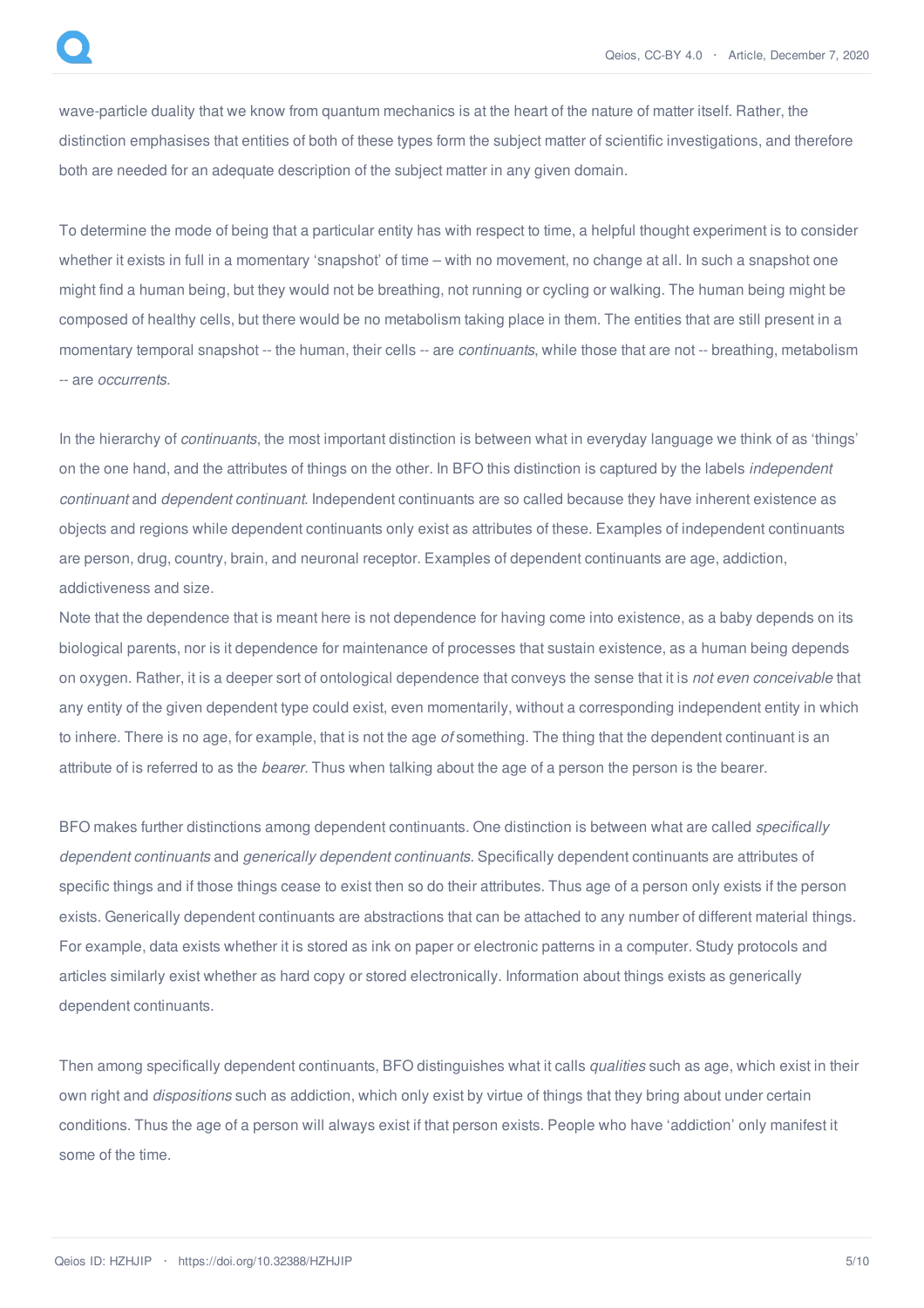wave-particle duality that we know from quantum mechanics is at the heart of the nature of matter itself. Rather, the distinction emphasises that entities of both of these types form the subject matter of scientific investigations, and therefore both are needed for an adequate description of the subject matter in any given domain.

To determine the mode of being that a particular entity has with respect to time, a helpful thought experiment is to consider whether it exists in full in a momentary 'snapshot' of time – with no movement, no change at all. In such a snapshot one might find a human being, but they would not be breathing, not running or cycling or walking. The human being might be composed of healthy cells, but there would be no metabolism taking place in them. The entities that are still present in a momentary temporal snapshot -- the human, their cells -- are *continuants*, while those that are not -- breathing, metabolism -- are *occurrents*.

In the hierarchy of *continuants*, the most important distinction is between what in everyday language we think of as 'things' on the one hand, and the attributes of things on the other. In BFO this distinction is captured by the labels *independent continuant* and *dependent continuant*. Independent continuants are so called because they have inherent existence as objects and regions while dependent continuants only exist as attributes of these. Examples of independent continuants are person, drug, country, brain, and neuronal receptor. Examples of dependent continuants are age, addiction, addictiveness and size.
Note that the dependence that is meant here is not dependence for having come into existence, as a baby depends on its biological parents, nor is it dependence for maintenance of processes that sustain existence, as a human being depends on oxygen. Rather, it is a deeper sort of ontological dependence that conveys the sense that it is *not even conceivable* that any entity of the given dependent type could exist, even momentarily, without a corresponding independent entity in which to inhere. There is no age, for example, that is not the age *of* something. The thing that the dependent continuant is an attribute of is referred to as the *bearer*. Thus when talking about the age of a person the person is the bearer.

BFO makes further distinctions among dependent continuants. One distinction is between what are called *specifically dependent continuants* and *generically dependent continuants*. Specifically dependent continuants are attributes of specific things and if those things cease to exist then so do their attributes. Thus age of a person only exists if the person exists. Generically dependent continuants are abstractions that can be attached to any number of different material things. For example, data exists whether it is stored as ink on paper or electronic patterns in a computer. Study protocols and articles similarly exist whether as hard copy or stored electronically. Information about things exists as generically dependent continuants.

Then among specifically dependent continuants, BFO distinguishes what it calls *qualities* such as age, which exist in their own right and *dispositions* such as addiction, which only exist by virtue of things that they bring about under certain conditions. Thus the age of a person will always exist if that person exists. People who have 'addiction' only manifest it some of the time.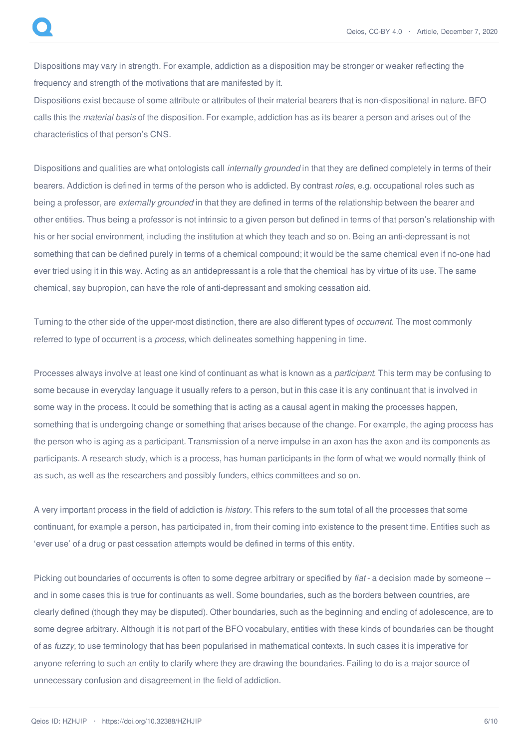Dispositions may vary in strength. For example, addiction as a disposition may be stronger or weaker reflecting the frequency and strength of the motivations that are manifested by it.
Dispositions exist because of some attribute or attributes of their material bearers that is non-dispositional in nature. BFO calls this the *material basis* of the disposition. For example, addiction has as its bearer a person and arises out of the characteristics of that person's CNS.

Dispositions and qualities are what ontologists call *internally grounded* in that they are defined completely in terms of their bearers. Addiction is defined in terms of the person who is addicted. By contrast *roles*, e.g. occupational roles such as being a professor, are *externally grounded* in that they are defined in terms of the relationship between the bearer and other entities. Thus being a professor is not intrinsic to a given person but defined in terms of that person's relationship with his or her social environment, including the institution at which they teach and so on. Being an anti-depressant is not something that can be defined purely in terms of a chemical compound; it would be the same chemical even if no-one had ever tried using it in this way. Acting as an antidepressant is a role that the chemical has by virtue of its use. The same chemical, say bupropion, can have the role of anti-depressant and smoking cessation aid.

Turning to the other side of the upper-most distinction, there are also different types of *occurrent*. The most commonly referred to type of occurrent is a *process*, which delineates something happening in time.

Processes always involve at least one kind of continuant as what is known as a *participant*. This term may be confusing to some because in everyday language it usually refers to a person, but in this case it is any continuant that is involved in some way in the process. It could be something that is acting as a causal agent in making the processes happen, something that is undergoing change or something that arises because of the change. For example, the aging process has the person who is aging as a participant. Transmission of a nerve impulse in an axon has the axon and its components as participants. A research study, which is a process, has human participants in the form of what we would normally think of as such, as well as the researchers and possibly funders, ethics committees and so on.

A very important process in the field of addiction is *history*. This refers to the sum total of all the processes that some continuant, for example a person, has participated in, from their coming into existence to the present time. Entities such as 'ever use' of a drug or past cessation attempts would be defined in terms of this entity.

Picking out boundaries of occurrents is often to some degree arbitrary or specified by *fiat* - a decision made by someone -- and in some cases this is true for continuants as well. Some boundaries, such as the borders between countries, are clearly defined (though they may be disputed). Other boundaries, such as the beginning and ending of adolescence, are to some degree arbitrary. Although it is not part of the BFO vocabulary, entities with these kinds of boundaries can be thought of as *fuzzy*, to use terminology that has been popularised in mathematical contexts. In such cases it is imperative for anyone referring to such an entity to clarify where they are drawing the boundaries. Failing to do is a major source of unnecessary confusion and disagreement in the field of addiction.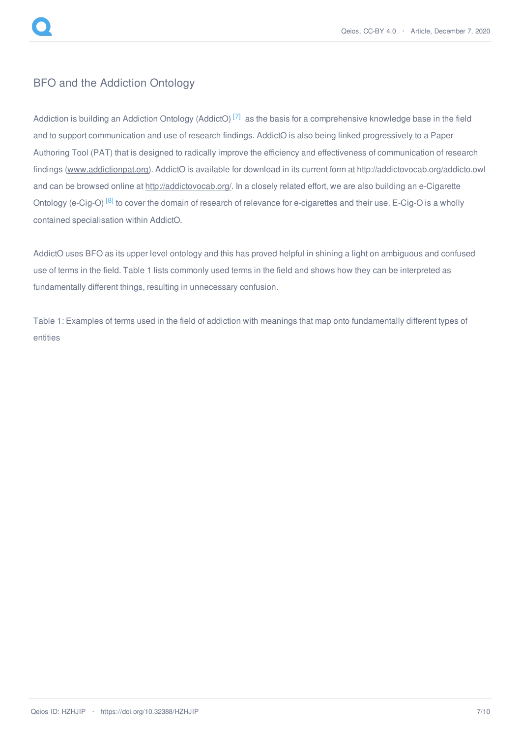## BFO and the Addiction Ontology

Addiction is building an Addiction Ontology (AddictO) [7] as the basis for a comprehensive knowledge base in the field and to support communication and use of research findings. AddictO is also being linked progressively to a Paper Authoring Tool (PAT) that is designed to radically improve the efficiency and effectiveness of communication of research findings (www.addictionpat.org). AddictO is available for download in its current form at http://addictovocab.org/addicto.owl and can be browsed online at http://addictovocab.org/. In a closely related effort, we are also building an e-Cigarette Ontology (e-Cig-O) [8] to cover the domain of research of relevance for e-cigarettes and their use. E-Cig-O is a wholly contained specialisation within AddictO.

AddictO uses BFO as its upper level ontology and this has proved helpful in shining a light on ambiguous and confused use of terms in the field. Table 1 lists commonly used terms in the field and shows how they can be interpreted as fundamentally different things, resulting in unnecessary confusion.

Table 1: Examples of terms used in the field of addiction with meanings that map onto fundamentally different types of entities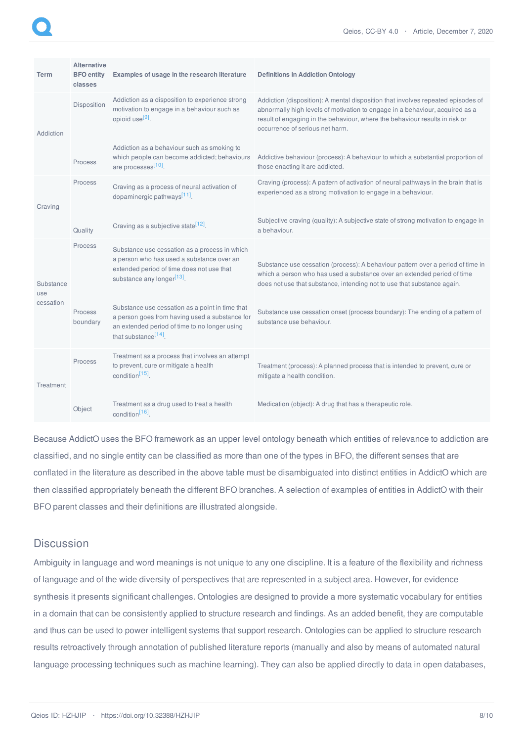| Term | Alternative BFO entity classes | Examples of usage in the research literature | Definitions in Addiction Ontology |
|---|---|---|---|
| Addiction | Disposition | Addiction as a disposition to experience strong motivation to engage in a behaviour such as opioid use[9]. | Addiction (disposition): A mental disposition that involves repeated episodes of abnormally high levels of motivation to engage in a behaviour, acquired as a result of engaging in the behaviour, where the behaviour results in risk or occurrence of serious net harm. |
| | Process | Addiction as a behaviour such as smoking to which people can become addicted; behaviours are processes[10]. | Addictive behaviour (process): A behaviour to which a substantial proportion of those enacting it are addicted. |
| Craving | Process | Craving as a process of neural activation of dopaminergic pathways[11]. | Craving (process): A pattern of activation of neural pathways in the brain that is experienced as a strong motivation to engage in a behaviour. |
| | Quality | Craving as a subjective state[12]. | Subjective craving (quality): A subjective state of strong motivation to engage in a behaviour. |
| Substance use cessation | Process | Substance use cessation as a process in which a person who has used a substance over an extended period of time does not use that substance any longer[13]. | Substance use cessation (process): A behaviour pattern over a period of time in which a person who has used a substance over an extended period of time does not use that substance, intending not to use that substance again. |
| | Process boundary | Substance use cessation as a point in time that a person goes from having used a substance for an extended period of time to no longer using that substance[14]. | Substance use cessation onset (process boundary): The ending of a pattern of substance use behaviour. |
| Treatment | Process | Treatment as a process that involves an attempt to prevent, cure or mitigate a health condition[15]. | Treatment (process): A planned process that is intended to prevent, cure or mitigate a health condition. |
| | Object | Treatment as a drug used to treat a health condition[16]. | Medication (object): A drug that has a therapeutic role. |

Because AddictO uses the BFO framework as an upper level ontology beneath which entities of relevance to addiction are classified, and no single entity can be classified as more than one of the types in BFO, the different senses that are conflated in the literature as described in the above table must be disambiguated into distinct entities in AddictO which are then classified appropriately beneath the different BFO branches. A selection of examples of entities in AddictO with their BFO parent classes and their definitions are illustrated alongside.

## Discussion

Ambiguity in language and word meanings is not unique to any one discipline. It is a feature of the flexibility and richness of language and of the wide diversity of perspectives that are represented in a subject area. However, for evidence synthesis it presents significant challenges. Ontologies are designed to provide a more systematic vocabulary for entities in a domain that can be consistently applied to structure research and findings. As an added benefit, they are computable and thus can be used to power intelligent systems that support research. Ontologies can be applied to structure research results retroactively through annotation of published literature reports (manually and also by means of automated natural language processing techniques such as machine learning). They can also be applied directly to data in open databases,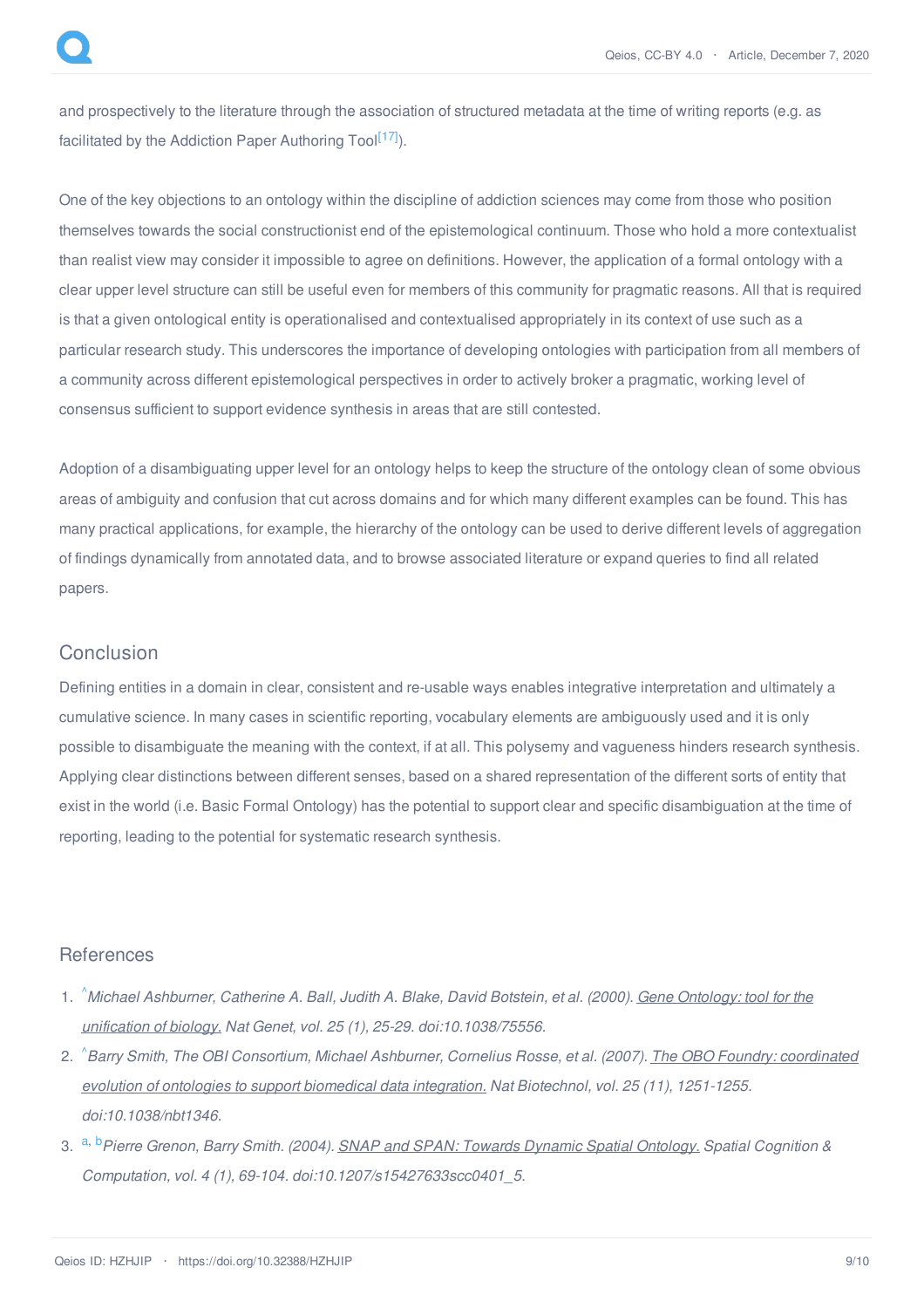and prospectively to the literature through the association of structured metadata at the time of writing reports (e.g. as facilitated by the Addiction Paper Authoring Tool[17]).

One of the key objections to an ontology within the discipline of addiction sciences may come from those who position themselves towards the social constructionist end of the epistemological continuum. Those who hold a more contextualist than realist view may consider it impossible to agree on definitions. However, the application of a formal ontology with a clear upper level structure can still be useful even for members of this community for pragmatic reasons. All that is required is that a given ontological entity is operationalised and contextualised appropriately in its context of use such as a particular research study. This underscores the importance of developing ontologies with participation from all members of a community across different epistemological perspectives in order to actively broker a pragmatic, working level of consensus sufficient to support evidence synthesis in areas that are still contested.

Adoption of a disambiguating upper level for an ontology helps to keep the structure of the ontology clean of some obvious areas of ambiguity and confusion that cut across domains and for which many different examples can be found. This has many practical applications, for example, the hierarchy of the ontology can be used to derive different levels of aggregation of findings dynamically from annotated data, and to browse associated literature or expand queries to find all related papers.

## Conclusion

Defining entities in a domain in clear, consistent and re-usable ways enables integrative interpretation and ultimately a cumulative science. In many cases in scientific reporting, vocabulary elements are ambiguously used and it is only possible to disambiguate the meaning with the context, if at all. This polysemy and vagueness hinders research synthesis. Applying clear distinctions between different senses, based on a shared representation of the different sorts of entity that exist in the world (i.e. Basic Formal Ontology) has the potential to support clear and specific disambiguation at the time of reporting, leading to the potential for systematic research synthesis.

## References

1. ^*Michael Ashburner, Catherine A. Ball, Judith A. Blake, David Botstein, et al. (2000). Gene Ontology: tool for the unification of biology. Nat Genet, vol. 25 (1), 25-29. doi:10.1038/75556.*
2. ^*Barry Smith, The OBI Consortium, Michael Ashburner, Cornelius Rosse, et al. (2007). The OBO Foundry: coordinated evolution of ontologies to support biomedical data integration. Nat Biotechnol, vol. 25 (11), 1251-1255. doi:10.1038/nbt1346.*
3. a, b*Pierre Grenon, Barry Smith. (2004). SNAP and SPAN: Towards Dynamic Spatial Ontology. Spatial Cognition & Computation, vol. 4 (1), 69-104. doi:10.1207/s15427633scc0401_5.*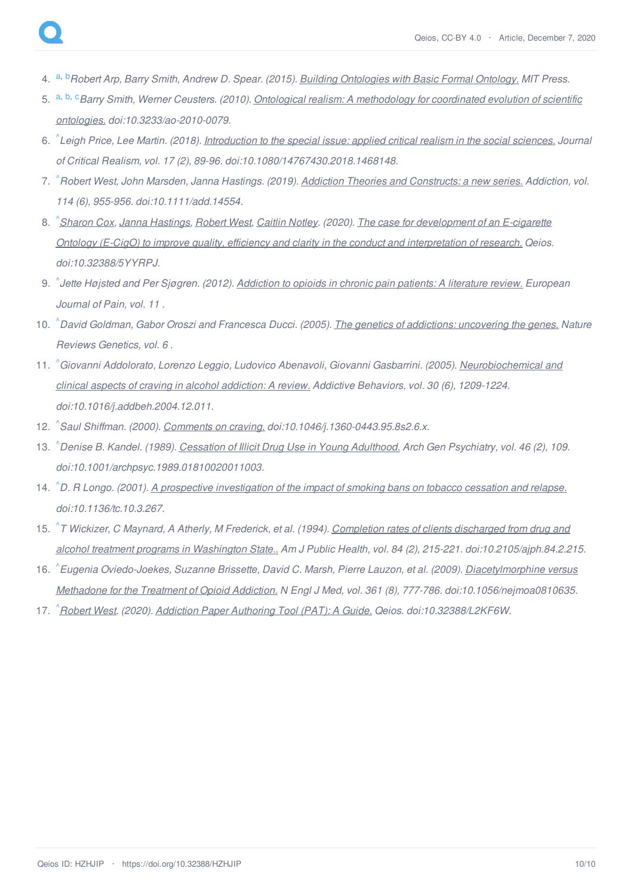4. [a, b] *Robert Arp, Barry Smith, Andrew D. Spear. (2015). Building Ontologies with Basic Formal Ontology. MIT Press.*
5. [a, b, c] *Barry Smith, Werner Ceusters. (2010). Ontological realism: A methodology for coordinated evolution of scientific ontologies. doi:10.3233/ao-2010-0079.*
6. [^] *Leigh Price, Lee Martin. (2018). Introduction to the special issue: applied critical realism in the social sciences. Journal of Critical Realism, vol. 17 (2), 89-96. doi:10.1080/14767430.2018.1468148.*
7. [^] *Robert West, John Marsden, Janna Hastings. (2019). Addiction Theories and Constructs: a new series. Addiction, vol. 114 (6), 955-956. doi:10.1111/add.14554.*
8. [^] *Sharon Cox, Janna Hastings, Robert West, Caitlin Notley. (2020). The case for development of an E-cigarette Ontology (E-CigO) to improve quality, efficiency and clarity in the conduct and interpretation of research. Qeios. doi:10.32388/5YYRPJ.*
9. [^] *Jette Højsted and Per Sjøgren. (2012). Addiction to opioids in chronic pain patients: A literature review. European Journal of Pain, vol. 11 .*
10. [^] *David Goldman, Gabor Oroszi and Francesca Ducci. (2005). The genetics of addictions: uncovering the genes. Nature Reviews Genetics, vol. 6 .*
11. [^] *Giovanni Addolorato, Lorenzo Leggio, Ludovico Abenavoli, Giovanni Gasbarrini. (2005). Neurobiochemical and clinical aspects of craving in alcohol addiction: A review. Addictive Behaviors, vol. 30 (6), 1209-1224. doi:10.1016/j.addbeh.2004.12.011.*
12. [^] *Saul Shiffman. (2000). Comments on craving. doi:10.1046/j.1360-0443.95.8s2.6.x.*
13. [^] *Denise B. Kandel. (1989). Cessation of Illicit Drug Use in Young Adulthood. Arch Gen Psychiatry, vol. 46 (2), 109. doi:10.1001/archpsyc.1989.01810020011003.*
14. [^] *D. R Longo. (2001). A prospective investigation of the impact of smoking bans on tobacco cessation and relapse. doi:10.1136/tc.10.3.267.*
15. [^] *T Wickizer, C Maynard, A Atherly, M Frederick, et al. (1994). Completion rates of clients discharged from drug and alcohol treatment programs in Washington State.. Am J Public Health, vol. 84 (2), 215-221. doi:10.2105/ajph.84.2.215.*
16. [^] *Eugenia Oviedo-Joekes, Suzanne Brissette, David C. Marsh, Pierre Lauzon, et al. (2009). Diacetylmorphine versus Methadone for the Treatment of Opioid Addiction. N Engl J Med, vol. 361 (8), 777-786. doi:10.1056/nejmoa0810635.*
17. [^] *Robert West. (2020). Addiction Paper Authoring Tool (PAT): A Guide. Qeios. doi:10.32388/L2KF6W.*